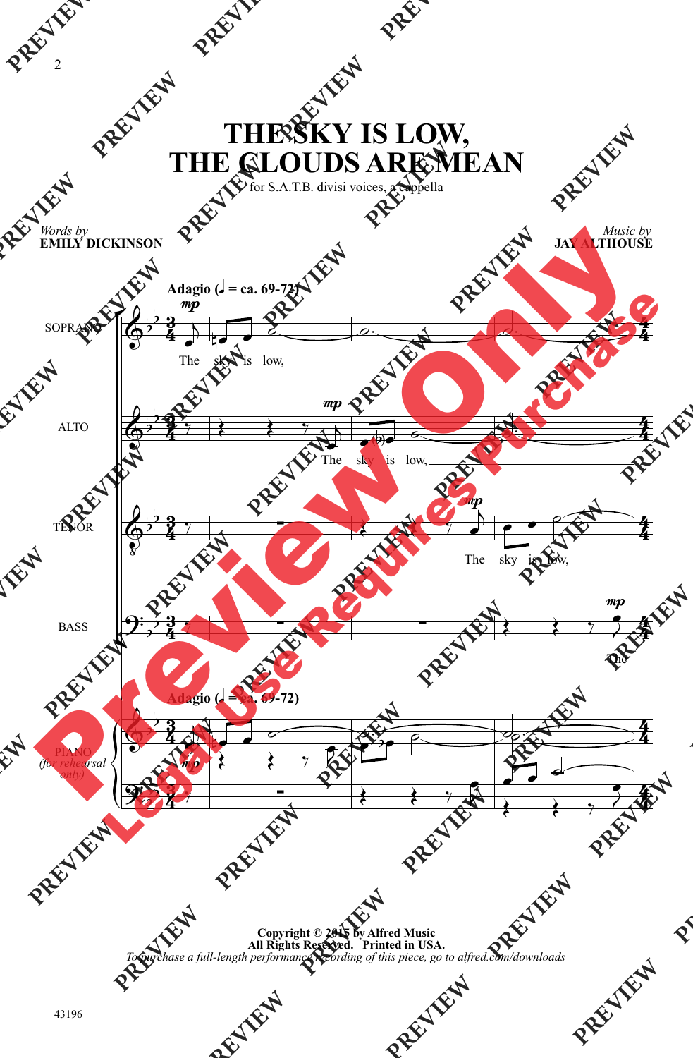# THE SKY IS LOW, THE CLOUDS ARE MEAN

for S.A.T.B. divisi voices, a cappella

*Words by*
**EMILY DICKINSON**

*Music by*
**JAY ALTHOUSE**

**Adagio (♩ = ca. 69-72)**

SOPRANO: *mp* The sky is low,

ALTO: *mp* The sky is low,

TENOR: *mp* The sky is low,

BASS: *mp* The

PIANO (for rehearsal only)

**Copyright © 2015 by Alfred Music**
**All Rights Reserved. Printed in USA.**
*To purchase a full-length performance recording of this piece, go to alfred.com/downloads*

43196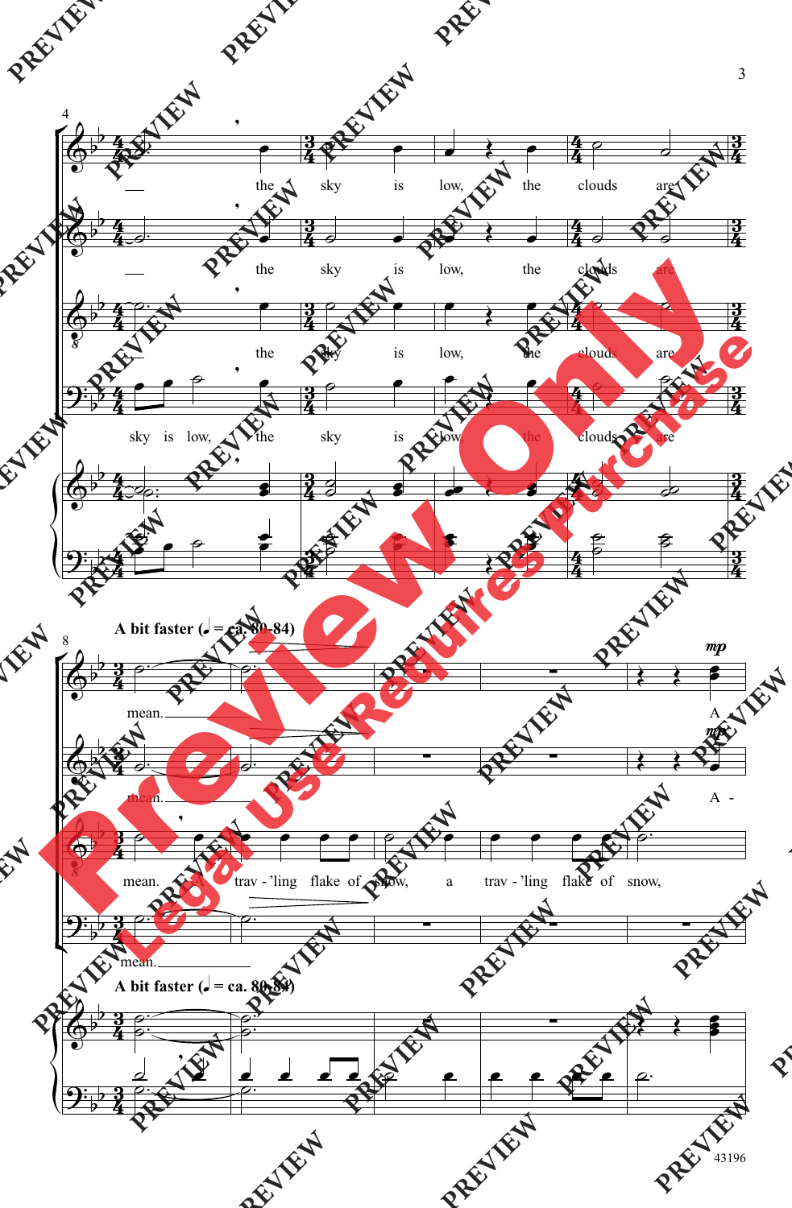A bit faster (♩ = ca. 80-84)

A bit faster (♩ = ca. 80-84)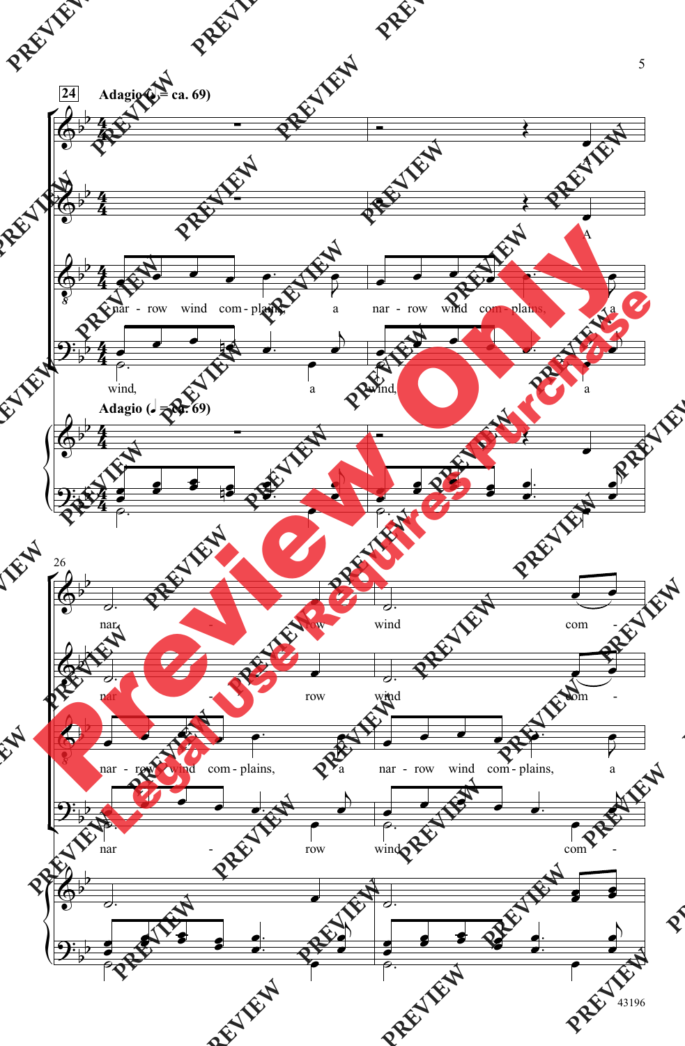**24** **Adagio (♩ = ca. 69)**

A

nar - row wind com - plains, a nar - row wind com - plains, a

wind, a wind, a

**Adagio (♩ = ca. 69)**

26

nar - row wind com -

nar - row wind com -

nar - row wind com - plains, a nar - row wind com - plains, a

nar - row wind com -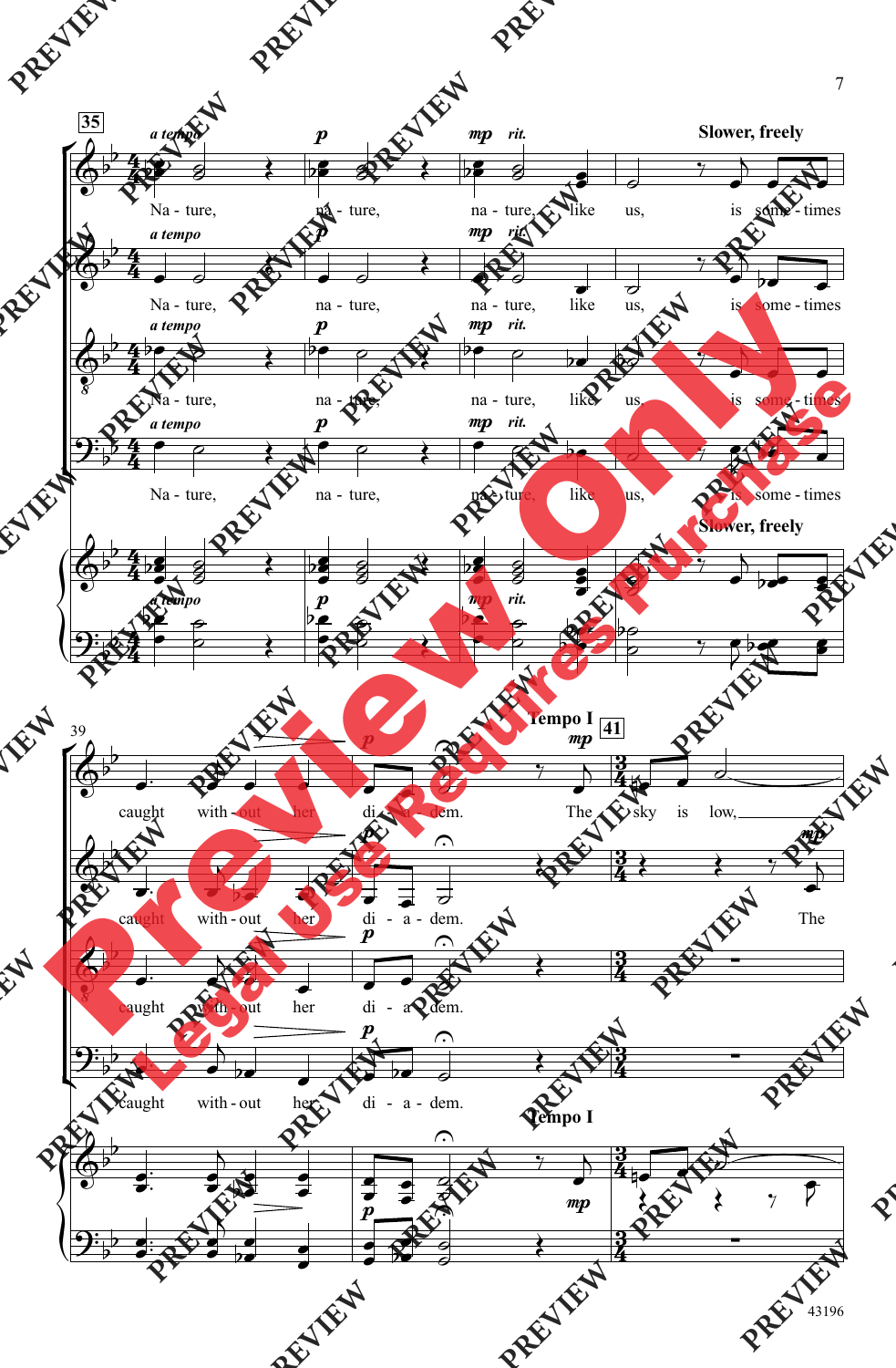**35** *a tempo* *p* *mp rit.* **Slower, freely**

Na - ture, na - ture, na - ture, like us, is some - times

39 *p* **Tempo I** *mp* **41**

caught with - out her di - a - dem. The sky is low,

43196